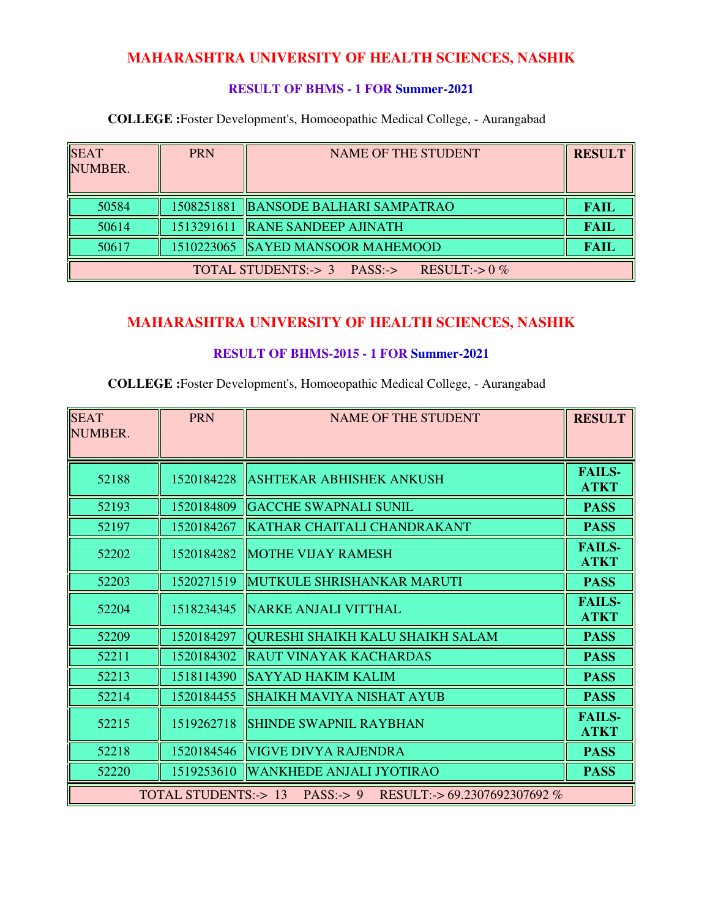## MAHARASHTRA UNIVERSITY OF HEALTH SCIENCES, NASHIK

### RESULT OF BHMS - 1 FOR Summer-2021

**COLLEGE :**Foster Development's, Homoeopathic Medical College, - Aurangabad

| SEAT NUMBER. | PRN | NAME OF THE STUDENT | RESULT |
|---|---|---|---|
| 50584 | 1508251881 | BANSODE BALHARI SAMPATRAO | **FAIL** |
| 50614 | 1513291611 | RANE SANDEEP AJINATH | **FAIL** |
| 50617 | 1510223065 | SAYED MANSOOR MAHEMOOD | **FAIL** |
| TOTAL STUDENTS:-> 3 PASS:-> RESULT:-> 0 % | | | |

## MAHARASHTRA UNIVERSITY OF HEALTH SCIENCES, NASHIK

### RESULT OF BHMS-2015 - 1 FOR Summer-2021

**COLLEGE :**Foster Development's, Homoeopathic Medical College, - Aurangabad

| SEAT NUMBER. | PRN | NAME OF THE STUDENT | RESULT |
|---|---|---|---|
| 52188 | 1520184228 | ASHTEKAR ABHISHEK ANKUSH | **FAILS-ATKT** |
| 52193 | 1520184809 | GACCHE SWAPNALI SUNIL | **PASS** |
| 52197 | 1520184267 | KATHAR CHAITALI CHANDRAKANT | **PASS** |
| 52202 | 1520184282 | MOTHE VIJAY RAMESH | **FAILS-ATKT** |
| 52203 | 1520271519 | MUTKULE SHRISHANKAR MARUTI | **PASS** |
| 52204 | 1518234345 | NARKE ANJALI VITTHAL | **FAILS-ATKT** |
| 52209 | 1520184297 | QURESHI SHAIKH KALU SHAIKH SALAM | **PASS** |
| 52211 | 1520184302 | RAUT VINAYAK KACHARDAS | **PASS** |
| 52213 | 1518114390 | SAYYAD HAKIM KALIM | **PASS** |
| 52214 | 1520184455 | SHAIKH MAVIYA NISHAT AYUB | **PASS** |
| 52215 | 1519262718 | SHINDE SWAPNIL RAYBHAN | **FAILS-ATKT** |
| 52218 | 1520184546 | VIGVE DIVYA RAJENDRA | **PASS** |
| 52220 | 1519253610 | WANKHEDE ANJALI JYOTIRAO | **PASS** |
| TOTAL STUDENTS:-> 13 PASS:-> 9 RESULT:-> 69.2307692307692 % | | | |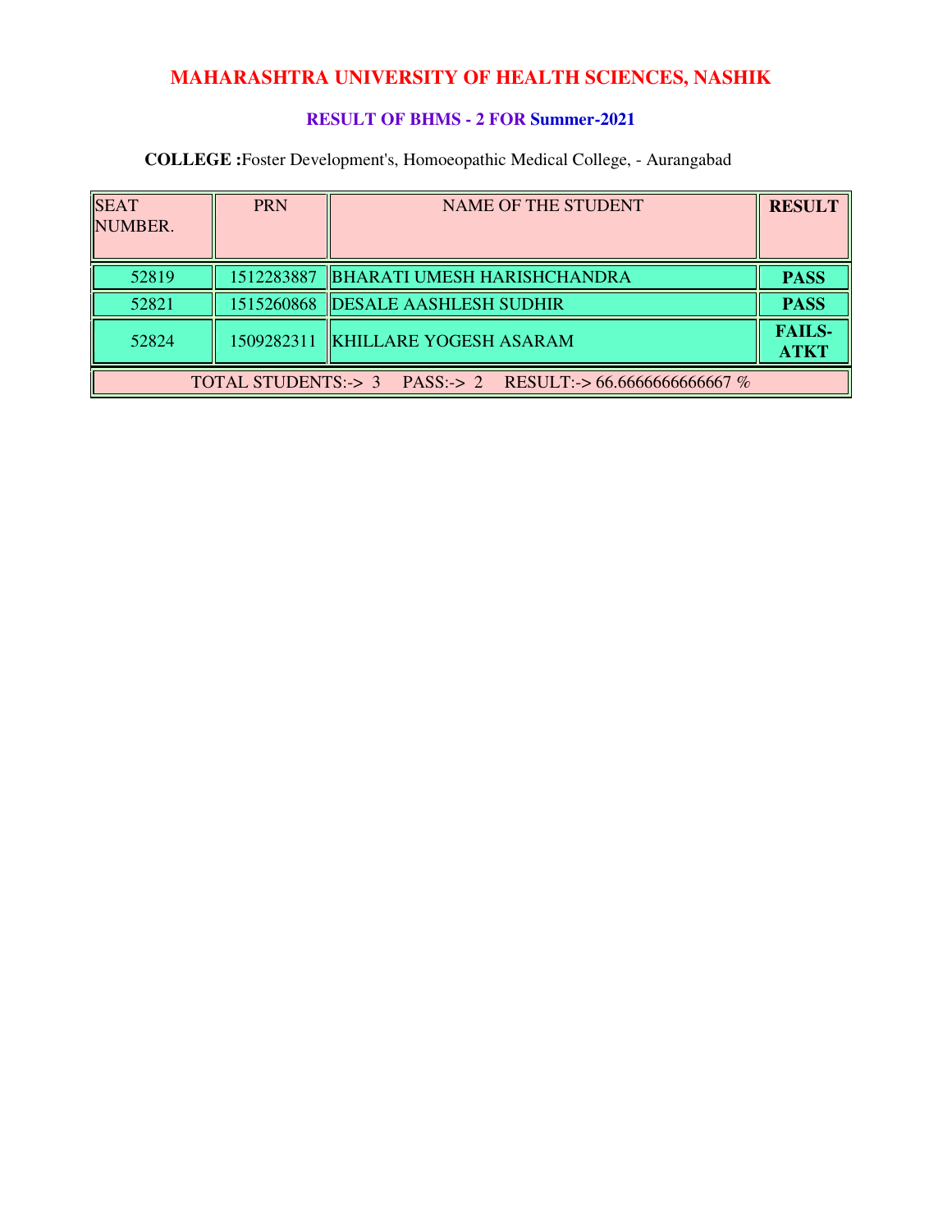# MAHARASHTRA UNIVERSITY OF HEALTH SCIENCES, NASHIK

## RESULT OF BHMS - 2 FOR Summer-2021

**COLLEGE :**Foster Development's, Homoeopathic Medical College, - Aurangabad

| SEAT NUMBER. | PRN | NAME OF THE STUDENT | RESULT |
|---|---|---|---|
| 52819 | 1512283887 | BHARATI UMESH HARISHCHANDRA | **PASS** |
| 52821 | 1515260868 | DESALE AASHLESH SUDHIR | **PASS** |
| 52824 | 1509282311 | KHILLARE YOGESH ASARAM | **FAILS-ATKT** |
| TOTAL STUDENTS:-> 3 PASS:-> 2 RESULT:-> 66.6666666666667 % | | | |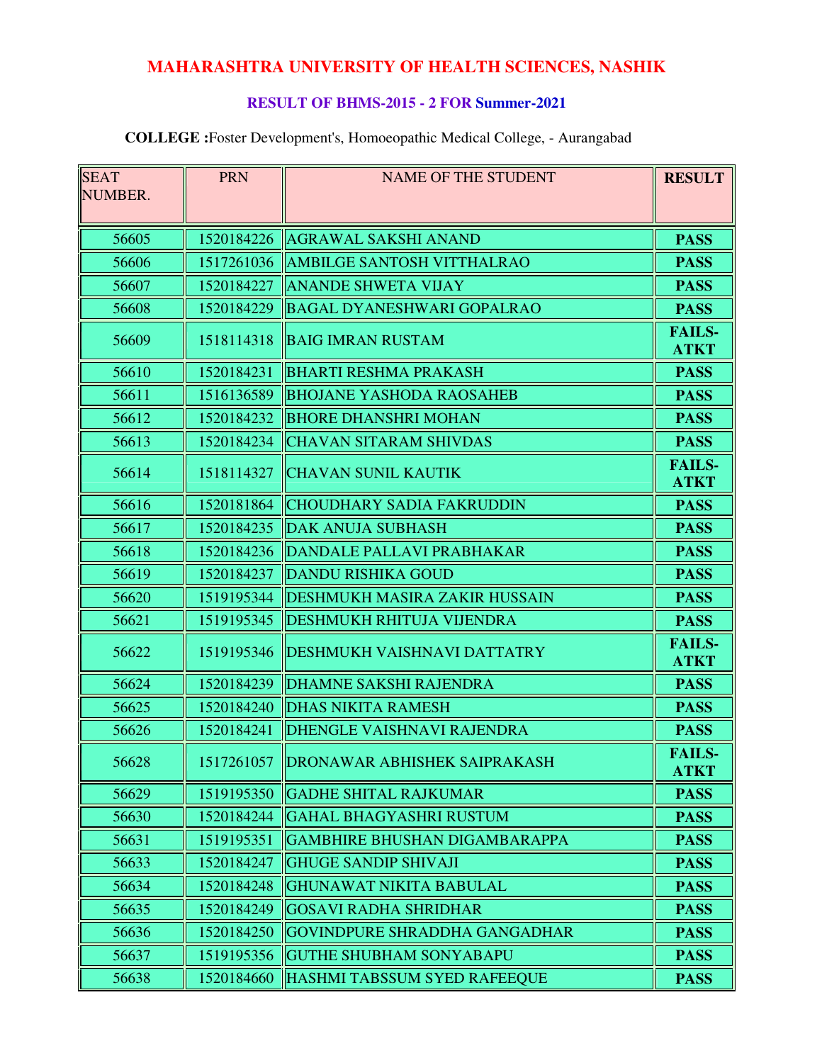# MAHARASHTRA UNIVERSITY OF HEALTH SCIENCES, NASHIK

### RESULT OF BHMS-2015 - 2 FOR Summer-2021

**COLLEGE :**Foster Development's, Homoeopathic Medical College, - Aurangabad

| SEAT NUMBER. | PRN | NAME OF THE STUDENT | RESULT |
|---|---|---|---|
| 56605 | 1520184226 | AGRAWAL SAKSHI ANAND | **PASS** |
| 56606 | 1517261036 | AMBILGE SANTOSH VITTHALRAO | **PASS** |
| 56607 | 1520184227 | ANANDE SHWETA VIJAY | **PASS** |
| 56608 | 1520184229 | BAGAL DYANESHWARI GOPALRAO | **PASS** |
| 56609 | 1518114318 | BAIG IMRAN RUSTAM | **FAILS-ATKT** |
| 56610 | 1520184231 | BHARTI RESHMA PRAKASH | **PASS** |
| 56611 | 1516136589 | BHOJANE YASHODA RAOSAHEB | **PASS** |
| 56612 | 1520184232 | BHORE DHANSHRI MOHAN | **PASS** |
| 56613 | 1520184234 | CHAVAN SITARAM SHIVDAS | **PASS** |
| 56614 | 1518114327 | CHAVAN SUNIL KAUTIK | **FAILS-ATKT** |
| 56616 | 1520181864 | CHOUDHARY SADIA FAKRUDDIN | **PASS** |
| 56617 | 1520184235 | DAK ANUJA SUBHASH | **PASS** |
| 56618 | 1520184236 | DANDALE PALLAVI PRABHAKAR | **PASS** |
| 56619 | 1520184237 | DANDU RISHIKA GOUD | **PASS** |
| 56620 | 1519195344 | DESHMUKH MASIRA ZAKIR HUSSAIN | **PASS** |
| 56621 | 1519195345 | DESHMUKH RHITUJA VIJENDRA | **PASS** |
| 56622 | 1519195346 | DESHMUKH VAISHNAVI DATTATRY | **FAILS-ATKT** |
| 56624 | 1520184239 | DHAMNE SAKSHI RAJENDRA | **PASS** |
| 56625 | 1520184240 | DHAS NIKITA RAMESH | **PASS** |
| 56626 | 1520184241 | DHENGLE VAISHNAVI RAJENDRA | **PASS** |
| 56628 | 1517261057 | DRONAWAR ABHISHEK SAIPRAKASH | **FAILS-ATKT** |
| 56629 | 1519195350 | GADHE SHITAL RAJKUMAR | **PASS** |
| 56630 | 1520184244 | GAHAL BHAGYASHRI RUSTUM | **PASS** |
| 56631 | 1519195351 | GAMBHIRE BHUSHAN DIGAMBARAPPA | **PASS** |
| 56633 | 1520184247 | GHUGE SANDIP SHIVAJI | **PASS** |
| 56634 | 1520184248 | GHUNAWAT NIKITA BABULAL | **PASS** |
| 56635 | 1520184249 | GOSAVI RADHA SHRIDHAR | **PASS** |
| 56636 | 1520184250 | GOVINDPURE SHRADDHA GANGADHAR | **PASS** |
| 56637 | 1519195356 | GUTHE SHUBHAM SONYABAPU | **PASS** |
| 56638 | 1520184660 | HASHMI TABSSUM SYED RAFEEQUE | **PASS** |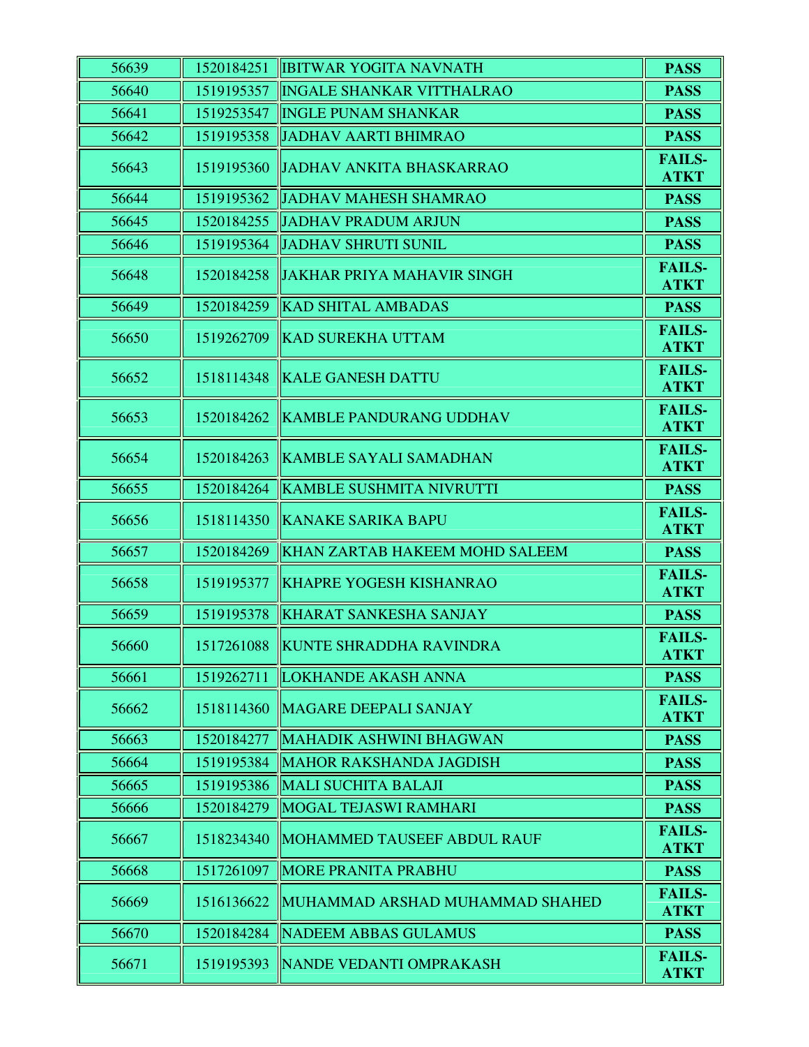| 56639 | 1520184251 | IBITWAR YOGITA NAVNATH | **PASS** |
|---|---|---|---|
| 56640 | 1519195357 | INGALE SHANKAR VITTHALRAO | **PASS** |
| 56641 | 1519253547 | INGLE PUNAM SHANKAR | **PASS** |
| 56642 | 1519195358 | JADHAV AARTI BHIMRAO | **PASS** |
| 56643 | 1519195360 | JADHAV ANKITA BHASKARRAO | **FAILS-ATKT** |
| 56644 | 1519195362 | JADHAV MAHESH SHAMRAO | **PASS** |
| 56645 | 1520184255 | JADHAV PRADUM ARJUN | **PASS** |
| 56646 | 1519195364 | JADHAV SHRUTI SUNIL | **PASS** |
| 56648 | 1520184258 | JAKHAR PRIYA MAHAVIR SINGH | **FAILS-ATKT** |
| 56649 | 1520184259 | KAD SHITAL AMBADAS | **PASS** |
| 56650 | 1519262709 | KAD SUREKHA UTTAM | **FAILS-ATKT** |
| 56652 | 1518114348 | KALE GANESH DATTU | **FAILS-ATKT** |
| 56653 | 1520184262 | KAMBLE PANDURANG UDDHAV | **FAILS-ATKT** |
| 56654 | 1520184263 | KAMBLE SAYALI SAMADHAN | **FAILS-ATKT** |
| 56655 | 1520184264 | KAMBLE SUSHMITA NIVRUTTI | **PASS** |
| 56656 | 1518114350 | KANAKE SARIKA BAPU | **FAILS-ATKT** |
| 56657 | 1520184269 | KHAN ZARTAB HAKEEM MOHD SALEEM | **PASS** |
| 56658 | 1519195377 | KHAPRE YOGESH KISHANRAO | **FAILS-ATKT** |
| 56659 | 1519195378 | KHARAT SANKESHA SANJAY | **PASS** |
| 56660 | 1517261088 | KUNTE SHRADDHA RAVINDRA | **FAILS-ATKT** |
| 56661 | 1519262711 | LOKHANDE AKASH ANNA | **PASS** |
| 56662 | 1518114360 | MAGARE DEEPALI SANJAY | **FAILS-ATKT** |
| 56663 | 1520184277 | MAHADIK ASHWINI BHAGWAN | **PASS** |
| 56664 | 1519195384 | MAHOR RAKSHANDA JAGDISH | **PASS** |
| 56665 | 1519195386 | MALI SUCHITA BALAJI | **PASS** |
| 56666 | 1520184279 | MOGAL TEJASWI RAMHARI | **PASS** |
| 56667 | 1518234340 | MOHAMMED TAUSEEF ABDUL RAUF | **FAILS-ATKT** |
| 56668 | 1517261097 | MORE PRANITA PRABHU | **PASS** |
| 56669 | 1516136622 | MUHAMMAD ARSHAD MUHAMMAD SHAHED | **FAILS-ATKT** |
| 56670 | 1520184284 | NADEEM ABBAS GULAMUS | **PASS** |
| 56671 | 1519195393 | NANDE VEDANTI OMPRAKASH | **FAILS-ATKT** |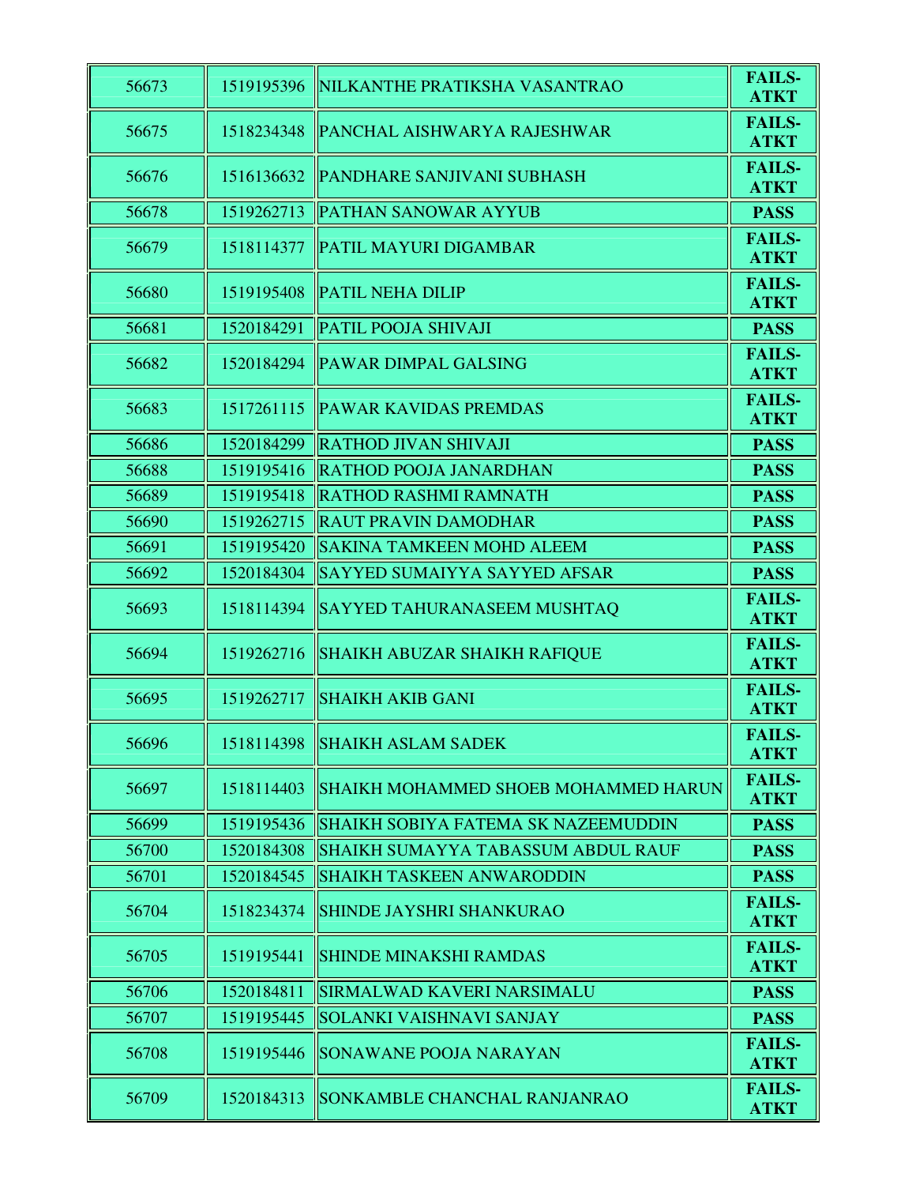| | | | |
|---|---|---|---|
| 56673 | 1519195396 | NILKANTHE PRATIKSHA VASANTRAO | **FAILS-ATKT** |
| 56675 | 1518234348 | PANCHAL AISHWARYA RAJESHWAR | **FAILS-ATKT** |
| 56676 | 1516136632 | PANDHARE SANJIVANI SUBHASH | **FAILS-ATKT** |
| 56678 | 1519262713 | PATHAN SANOWAR AYYUB | **PASS** |
| 56679 | 1518114377 | PATIL MAYURI DIGAMBAR | **FAILS-ATKT** |
| 56680 | 1519195408 | PATIL NEHA DILIP | **FAILS-ATKT** |
| 56681 | 1520184291 | PATIL POOJA SHIVAJI | **PASS** |
| 56682 | 1520184294 | PAWAR DIMPAL GALSING | **FAILS-ATKT** |
| 56683 | 1517261115 | PAWAR KAVIDAS PREMDAS | **FAILS-ATKT** |
| 56686 | 1520184299 | RATHOD JIVAN SHIVAJI | **PASS** |
| 56688 | 1519195416 | RATHOD POOJA JANARDHAN | **PASS** |
| 56689 | 1519195418 | RATHOD RASHMI RAMNATH | **PASS** |
| 56690 | 1519262715 | RAUT PRAVIN DAMODHAR | **PASS** |
| 56691 | 1519195420 | SAKINA TAMKEEN MOHD ALEEM | **PASS** |
| 56692 | 1520184304 | SAYYED SUMAIYYA SAYYED AFSAR | **PASS** |
| 56693 | 1518114394 | SAYYED TAHURANASEEM MUSHTAQ | **FAILS-ATKT** |
| 56694 | 1519262716 | SHAIKH ABUZAR SHAIKH RAFIQUE | **FAILS-ATKT** |
| 56695 | 1519262717 | SHAIKH AKIB GANI | **FAILS-ATKT** |
| 56696 | 1518114398 | SHAIKH ASLAM SADEK | **FAILS-ATKT** |
| 56697 | 1518114403 | SHAIKH MOHAMMED SHOEB MOHAMMED HARUN | **FAILS-ATKT** |
| 56699 | 1519195436 | SHAIKH SOBIYA FATEMA SK NAZEEMUDDIN | **PASS** |
| 56700 | 1520184308 | SHAIKH SUMAYYA TABASSUM ABDUL RAUF | **PASS** |
| 56701 | 1520184545 | SHAIKH TASKEEN ANWARODDIN | **PASS** |
| 56704 | 1518234374 | SHINDE JAYSHRI SHANKURAO | **FAILS-ATKT** |
| 56705 | 1519195441 | SHINDE MINAKSHI RAMDAS | **FAILS-ATKT** |
| 56706 | 1520184811 | SIRMALWAD KAVERI NARSIMALU | **PASS** |
| 56707 | 1519195445 | SOLANKI VAISHNAVI SANJAY | **PASS** |
| 56708 | 1519195446 | SONAWANE POOJA NARAYAN | **FAILS-ATKT** |
| 56709 | 1520184313 | SONKAMBLE CHANCHAL RANJANRAO | **FAILS-ATKT** |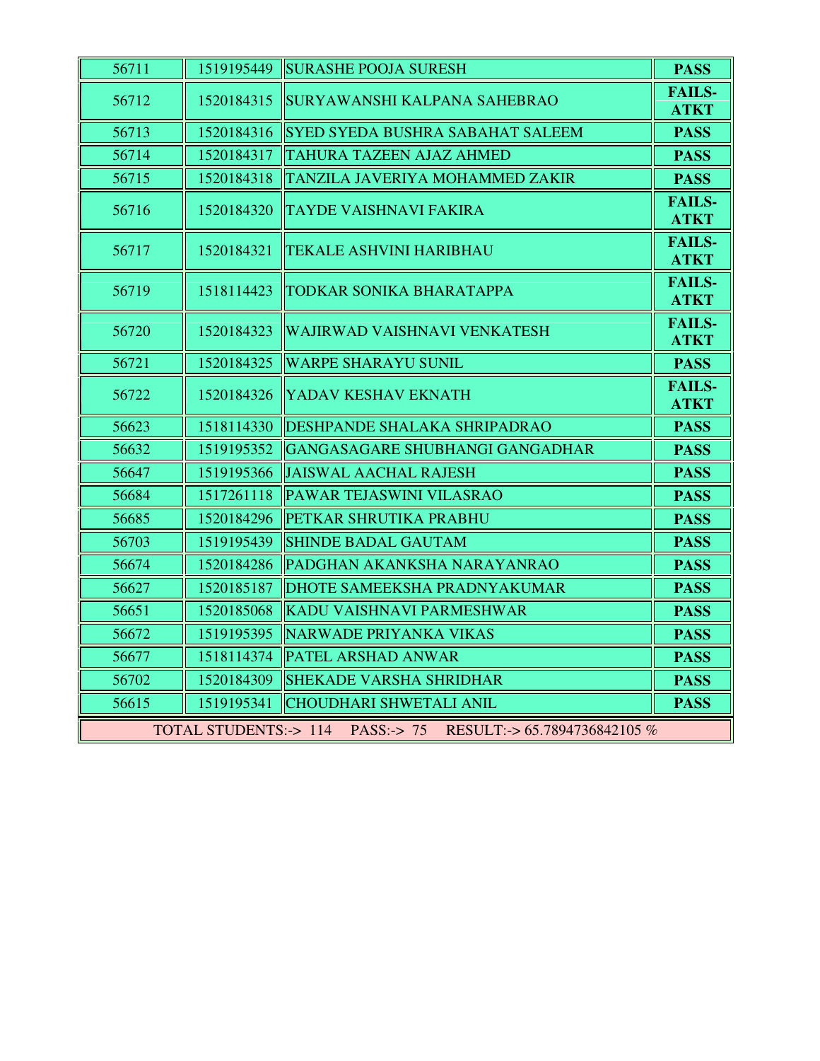| 56711 | 1519195449 | SURASHE POOJA SURESH | **PASS** |
|---|---|---|---|
| 56712 | 1520184315 | SURYAWANSHI KALPANA SAHEBRAO | **FAILS-ATKT** |
| 56713 | 1520184316 | SYED SYEDA BUSHRA SABAHAT SALEEM | **PASS** |
| 56714 | 1520184317 | TAHURA TAZEEN AJAZ AHMED | **PASS** |
| 56715 | 1520184318 | TANZILA JAVERIYA MOHAMMED ZAKIR | **PASS** |
| 56716 | 1520184320 | TAYDE VAISHNAVI FAKIRA | **FAILS-ATKT** |
| 56717 | 1520184321 | TEKALE ASHVINI HARIBHAU | **FAILS-ATKT** |
| 56719 | 1518114423 | TODKAR SONIKA BHARATAPPA | **FAILS-ATKT** |
| 56720 | 1520184323 | WAJIRWAD VAISHNAVI VENKATESH | **FAILS-ATKT** |
| 56721 | 1520184325 | WARPE SHARAYU SUNIL | **PASS** |
| 56722 | 1520184326 | YADAV KESHAV EKNATH | **FAILS-ATKT** |
| 56623 | 1518114330 | DESHPANDE SHALAKA SHRIPADRAO | **PASS** |
| 56632 | 1519195352 | GANGASAGARE SHUBHANGI GANGADHAR | **PASS** |
| 56647 | 1519195366 | JAISWAL AACHAL RAJESH | **PASS** |
| 56684 | 1517261118 | PAWAR TEJASWINI VILASRAO | **PASS** |
| 56685 | 1520184296 | PETKAR SHRUTIKA PRABHU | **PASS** |
| 56703 | 1519195439 | SHINDE BADAL GAUTAM | **PASS** |
| 56674 | 1520184286 | PADGHAN AKANKSHA NARAYANRAO | **PASS** |
| 56627 | 1520185187 | DHOTE SAMEEKSHA PRADNYAKUMAR | **PASS** |
| 56651 | 1520185068 | KADU VAISHNAVI PARMESHWAR | **PASS** |
| 56672 | 1519195395 | NARWADE PRIYANKA VIKAS | **PASS** |
| 56677 | 1518114374 | PATEL ARSHAD ANWAR | **PASS** |
| 56702 | 1520184309 | SHEKADE VARSHA SHRIDHAR | **PASS** |
| 56615 | 1519195341 | CHOUDHARI SHWETALI ANIL | **PASS** |

TOTAL STUDENTS:-> 114 PASS:-> 75 RESULT:-> 65.7894736842105 %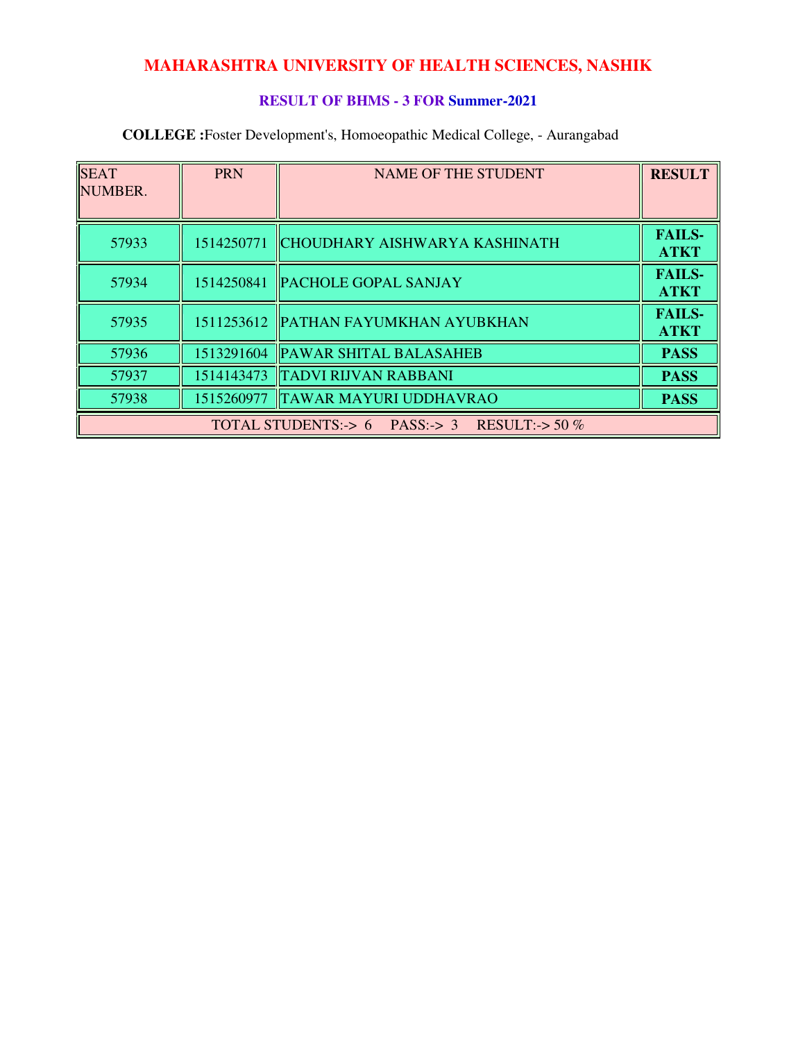# MAHARASHTRA UNIVERSITY OF HEALTH SCIENCES, NASHIK

## RESULT OF BHMS - 3 FOR Summer-2021

**COLLEGE :**Foster Development's, Homoeopathic Medical College, - Aurangabad

| SEAT NUMBER. | PRN | NAME OF THE STUDENT | RESULT |
|---|---|---|---|
| 57933 | 1514250771 | CHOUDHARY AISHWARYA KASHINATH | **FAILS-ATKT** |
| 57934 | 1514250841 | PACHOLE GOPAL SANJAY | **FAILS-ATKT** |
| 57935 | 1511253612 | PATHAN FAYUMKHAN AYUBKHAN | **FAILS-ATKT** |
| 57936 | 1513291604 | PAWAR SHITAL BALASAHEB | **PASS** |
| 57937 | 1514143473 | TADVI RIJVAN RABBANI | **PASS** |
| 57938 | 1515260977 | TAWAR MAYURI UDDHAVRAO | **PASS** |
| TOTAL STUDENTS:-> 6 PASS:-> 3 RESULT:-> 50 % | | | |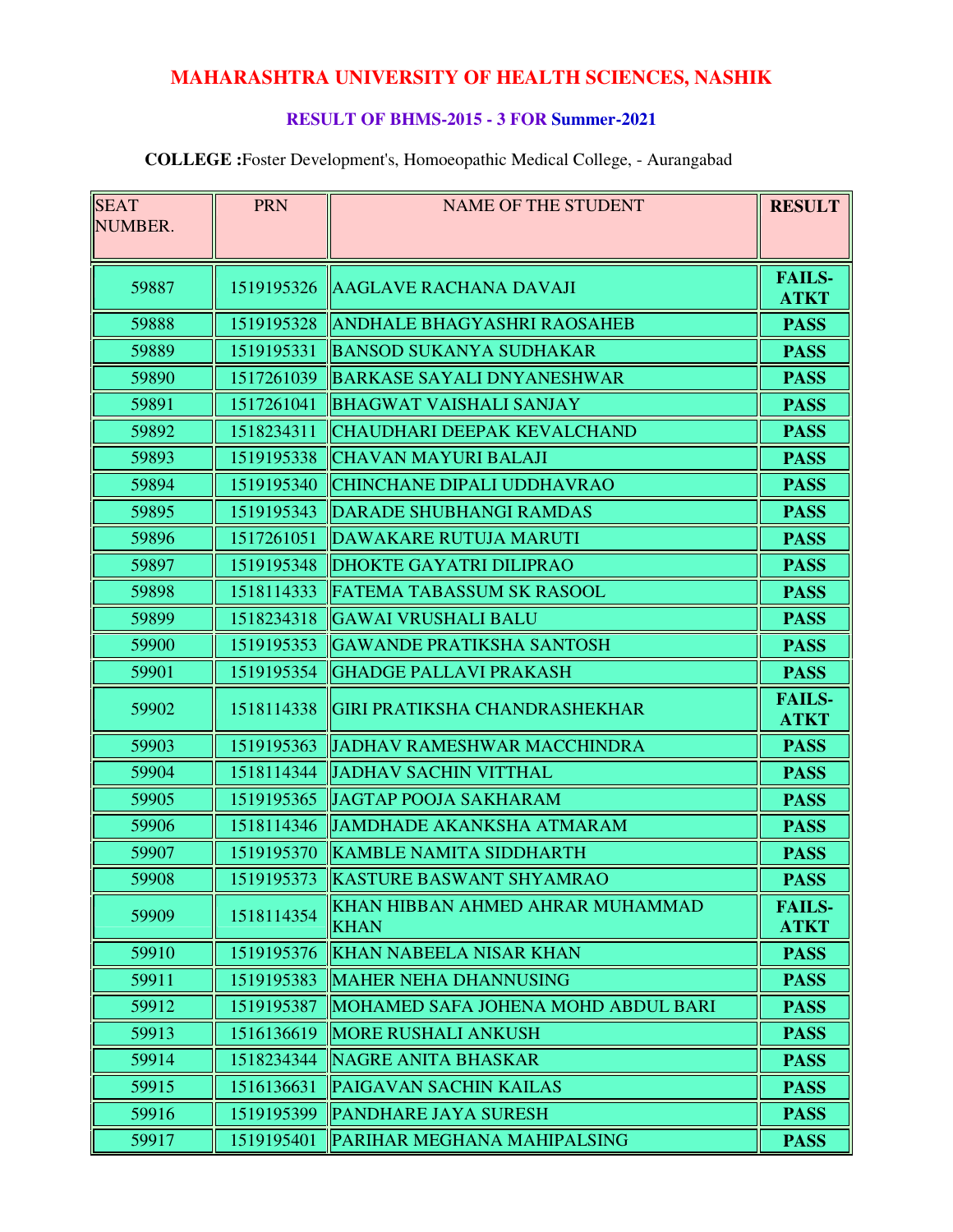# MAHARASHTRA UNIVERSITY OF HEALTH SCIENCES, NASHIK

### RESULT OF BHMS-2015 - 3 FOR Summer-2021

**COLLEGE :**Foster Development's, Homoeopathic Medical College, - Aurangabad

| SEAT NUMBER. | PRN | NAME OF THE STUDENT | RESULT |
|---|---|---|---|
| 59887 | 1519195326 | AAGLAVE RACHANA DAVAJI | **FAILS-ATKT** |
| 59888 | 1519195328 | ANDHALE BHAGYASHRI RAOSAHEB | **PASS** |
| 59889 | 1519195331 | BANSOD SUKANYA SUDHAKAR | **PASS** |
| 59890 | 1517261039 | BARKASE SAYALI DNYANESHWAR | **PASS** |
| 59891 | 1517261041 | BHAGWAT VAISHALI SANJAY | **PASS** |
| 59892 | 1518234311 | CHAUDHARI DEEPAK KEVALCHAND | **PASS** |
| 59893 | 1519195338 | CHAVAN MAYURI BALAJI | **PASS** |
| 59894 | 1519195340 | CHINCHANE DIPALI UDDHAVRAO | **PASS** |
| 59895 | 1519195343 | DARADE SHUBHANGI RAMDAS | **PASS** |
| 59896 | 1517261051 | DAWAKARE RUTUJA MARUTI | **PASS** |
| 59897 | 1519195348 | DHOKTE GAYATRI DILIPRAO | **PASS** |
| 59898 | 1518114333 | FATEMA TABASSUM SK RASOOL | **PASS** |
| 59899 | 1518234318 | GAWAI VRUSHALI BALU | **PASS** |
| 59900 | 1519195353 | GAWANDE PRATIKSHA SANTOSH | **PASS** |
| 59901 | 1519195354 | GHADGE PALLAVI PRAKASH | **PASS** |
| 59902 | 1518114338 | GIRI PRATIKSHA CHANDRASHEKHAR | **FAILS-ATKT** |
| 59903 | 1519195363 | JADHAV RAMESHWAR MACCHINDRA | **PASS** |
| 59904 | 1518114344 | JADHAV SACHIN VITTHAL | **PASS** |
| 59905 | 1519195365 | JAGTAP POOJA SAKHARAM | **PASS** |
| 59906 | 1518114346 | JAMDHADE AKANKSHA ATMARAM | **PASS** |
| 59907 | 1519195370 | KAMBLE NAMITA SIDDHARTH | **PASS** |
| 59908 | 1519195373 | KASTURE BASWANT SHYAMRAO | **PASS** |
| 59909 | 1518114354 | KHAN HIBBAN AHMED AHRAR MUHAMMAD KHAN | **FAILS-ATKT** |
| 59910 | 1519195376 | KHAN NABEELA NISAR KHAN | **PASS** |
| 59911 | 1519195383 | MAHER NEHA DHANNUSING | **PASS** |
| 59912 | 1519195387 | MOHAMED SAFA JOHENA MOHD ABDUL BARI | **PASS** |
| 59913 | 1516136619 | MORE RUSHALI ANKUSH | **PASS** |
| 59914 | 1518234344 | NAGRE ANITA BHASKAR | **PASS** |
| 59915 | 1516136631 | PAIGAVAN SACHIN KAILAS | **PASS** |
| 59916 | 1519195399 | PANDHARE JAYA SURESH | **PASS** |
| 59917 | 1519195401 | PARIHAR MEGHANA MAHIPALSING | **PASS** |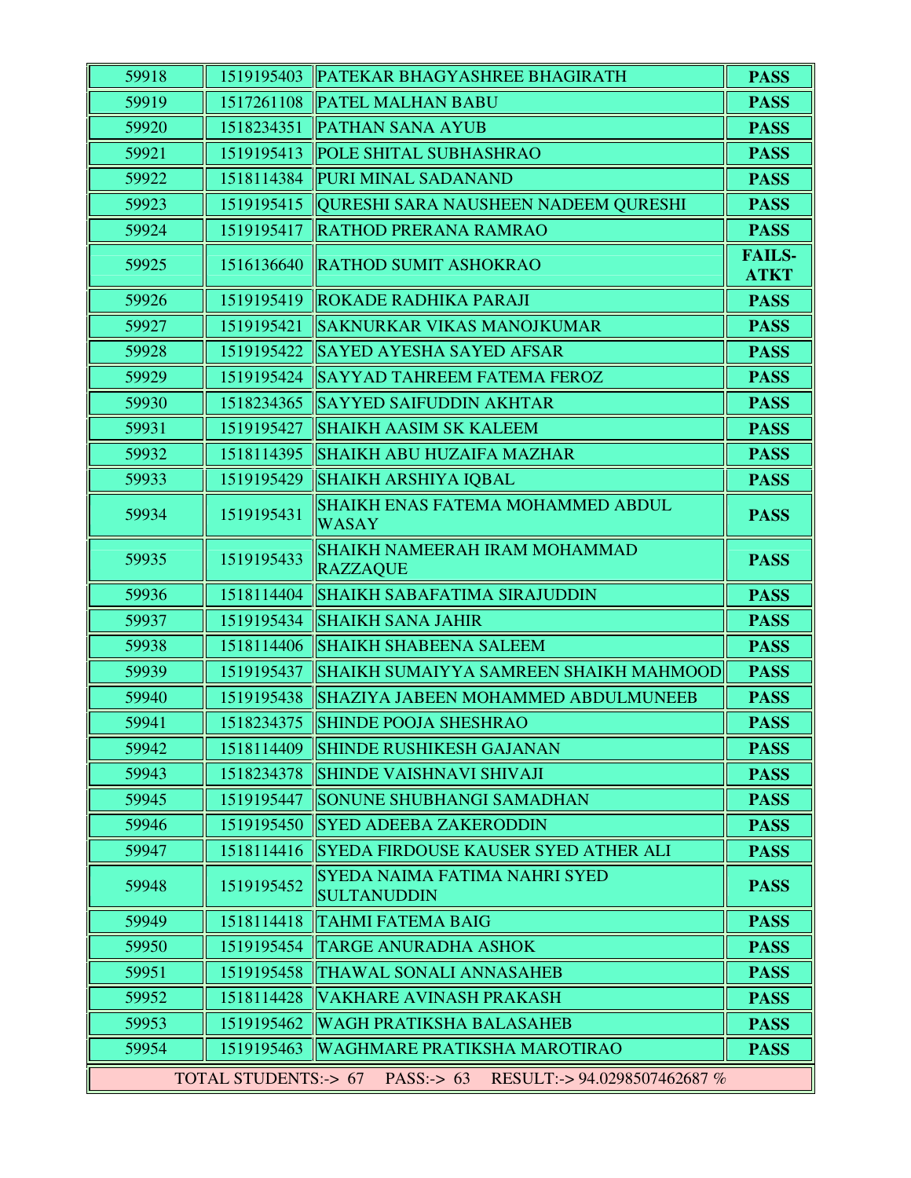| | | | |
|---|---|---|---|
| 59918 | 1519195403 | PATEKAR BHAGYASHREE BHAGIRATH | **PASS** |
| 59919 | 1517261108 | PATEL MALHAN BABU | **PASS** |
| 59920 | 1518234351 | PATHAN SANA AYUB | **PASS** |
| 59921 | 1519195413 | POLE SHITAL SUBHASHRAO | **PASS** |
| 59922 | 1518114384 | PURI MINAL SADANAND | **PASS** |
| 59923 | 1519195415 | QURESHI SARA NAUSHEEN NADEEM QURESHI | **PASS** |
| 59924 | 1519195417 | RATHOD PRERANA RAMRAO | **PASS** |
| 59925 | 1516136640 | RATHOD SUMIT ASHOKRAO | **FAILS-ATKT** |
| 59926 | 1519195419 | ROKADE RADHIKA PARAJI | **PASS** |
| 59927 | 1519195421 | SAKNURKAR VIKAS MANOJKUMAR | **PASS** |
| 59928 | 1519195422 | SAYED AYESHA SAYED AFSAR | **PASS** |
| 59929 | 1519195424 | SAYYAD TAHREEM FATEMA FEROZ | **PASS** |
| 59930 | 1518234365 | SAYYED SAIFUDDIN AKHTAR | **PASS** |
| 59931 | 1519195427 | SHAIKH AASIM SK KALEEM | **PASS** |
| 59932 | 1518114395 | SHAIKH ABU HUZAIFA MAZHAR | **PASS** |
| 59933 | 1519195429 | SHAIKH ARSHIYA IQBAL | **PASS** |
| 59934 | 1519195431 | SHAIKH ENAS FATEMA MOHAMMED ABDUL WASAY | **PASS** |
| 59935 | 1519195433 | SHAIKH NAMEERAH IRAM MOHAMMAD RAZZAQUE | **PASS** |
| 59936 | 1518114404 | SHAIKH SABAFATIMA SIRAJUDDIN | **PASS** |
| 59937 | 1519195434 | SHAIKH SANA JAHIR | **PASS** |
| 59938 | 1518114406 | SHAIKH SHABEENA SALEEM | **PASS** |
| 59939 | 1519195437 | SHAIKH SUMAIYYA SAMREEN SHAIKH MAHMOOD | **PASS** |
| 59940 | 1519195438 | SHAZIYA JABEEN MOHAMMED ABDULMUNEEB | **PASS** |
| 59941 | 1518234375 | SHINDE POOJA SHESHRAO | **PASS** |
| 59942 | 1518114409 | SHINDE RUSHIKESH GAJANAN | **PASS** |
| 59943 | 1518234378 | SHINDE VAISHNAVI SHIVAJI | **PASS** |
| 59945 | 1519195447 | SONUNE SHUBHANGI SAMADHAN | **PASS** |
| 59946 | 1519195450 | SYED ADEEBA ZAKERODDIN | **PASS** |
| 59947 | 1518114416 | SYEDA FIRDOUSE KAUSER SYED ATHER ALI | **PASS** |
| 59948 | 1519195452 | SYEDA NAIMA FATIMA NAHRI SYED SULTANUDDIN | **PASS** |
| 59949 | 1518114418 | TAHMI FATEMA BAIG | **PASS** |
| 59950 | 1519195454 | TARGE ANURADHA ASHOK | **PASS** |
| 59951 | 1519195458 | THAWAL SONALI ANNASAHEB | **PASS** |
| 59952 | 1518114428 | VAKHARE AVINASH PRAKASH | **PASS** |
| 59953 | 1519195462 | WAGH PRATIKSHA BALASAHEB | **PASS** |
| 59954 | 1519195463 | WAGHMARE PRATIKSHA MAROTIRAO | **PASS** |
| TOTAL STUDENTS:-> 67 PASS:-> 63 RESULT:-> 94.0298507462687 % | | | |